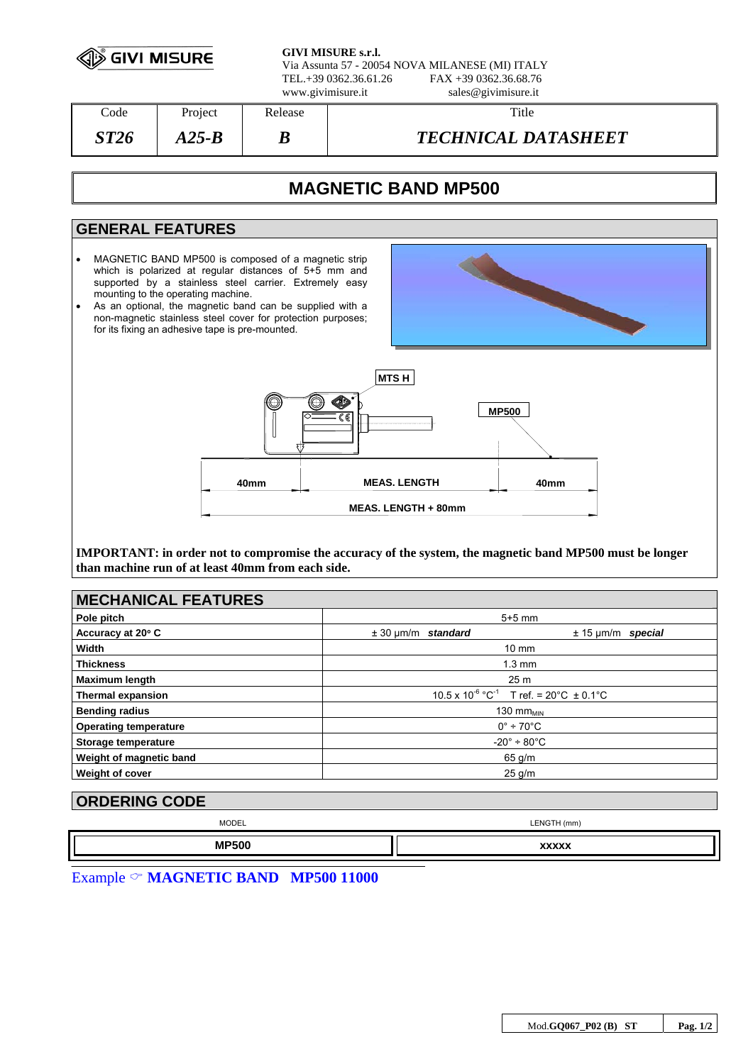**GIVI MISURE s.r.l.**
Via Assunta 57 - 20054 NOVA MILANESE (MI) ITALY
TEL.+39 0362.36.61.26 FAX +39 0362.36.68.76
www.givimisure.it sales@givimisure.it

| Code | Project | Release | Title |
|---|---|---|---|
| ***ST26*** | ***A25-B*** | ***B*** | ***TECHNICAL DATASHEET*** |

# MAGNETIC BAND MP500

## GENERAL FEATURES

- MAGNETIC BAND MP500 is composed of a magnetic strip which is polarized at regular distances of 5+5 mm and supported by a stainless steel carrier. Extremely easy mounting to the operating machine.
- As an optional, the magnetic band can be supplied with a non-magnetic stainless steel cover for protection purposes; for its fixing an adhesive tape is pre-mounted.

MTS H

MP500

40mm | MEAS. LENGTH | 40mm

MEAS. LENGTH + 80mm

**IMPORTANT: in order not to compromise the accuracy of the system, the magnetic band MP500 must be longer than machine run of at least 40mm from each side.**

## MECHANICAL FEATURES

| | |
|---|---|
| **Pole pitch** | 5+5 mm |
| **Accuracy at 20° C** | ± 30 μm/m ***standard*** ± 15 μm/m ***special*** |
| **Width** | 10 mm |
| **Thickness** | 1.3 mm |
| **Maximum length** | 25 m |
| **Thermal expansion** | $10.5 \times 10^{-6}$ °C$^{-1}$ T ref. = 20°C ± 0.1°C |
| **Bending radius** | 130 mm$_{MIN}$ |
| **Operating temperature** | 0° ÷ 70°C |
| **Storage temperature** | -20° ÷ 80°C |
| **Weight of magnetic band** | 65 g/m |
| **Weight of cover** | 25 g/m |

## ORDERING CODE

| MODEL | LENGTH (mm) |
|---|---|
| **MP500** | **XXXXX** |

Example ☞ **MAGNETIC BAND MP500 11000**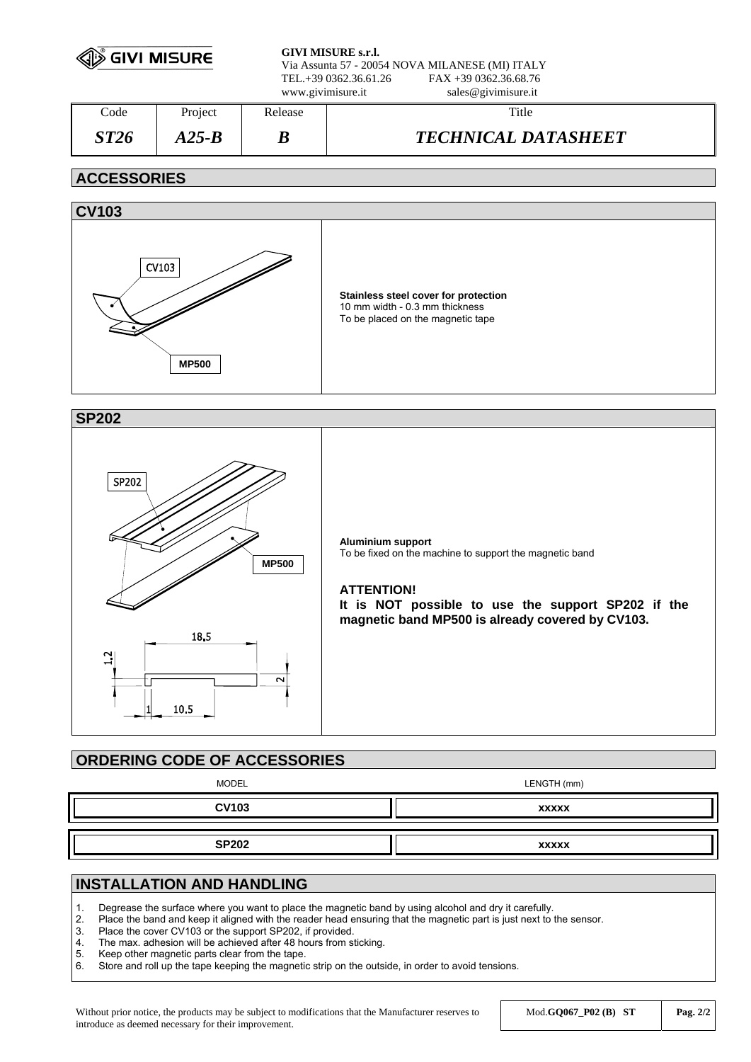**GIVI MISURE s.r.l.**
Via Assunta 57 - 20054 NOVA MILANESE (MI) ITALY
TEL.+39 0362.36.61.26 FAX +39 0362.36.68.76
www.givimisure.it sales@givimisure.it

| Code | Project | Release | Title |
|---|---|---|---|
| *ST26* | *A25-B* | *B* | *TECHNICAL DATASHEET* |

## ACCESSORIES

### CV103

CV103

MP500

**Stainless steel cover for protection**
10 mm width - 0.3 mm thickness
To be placed on the magnetic tape

### SP202

SP202

MP500

18.5

1.2

2

1

10.5

**Aluminium support**
To be fixed on the machine to support the magnetic band

**ATTENTION!**
**It is NOT possible to use the support SP202 if the magnetic band MP500 is already covered by CV103.**

## ORDERING CODE OF ACCESSORIES

| MODEL | LENGTH (mm) |
|---|---|
| **CV103** | **xxxxx** |
| **SP202** | **xxxxx** |

## INSTALLATION AND HANDLING

1. Degrease the surface where you want to place the magnetic band by using alcohol and dry it carefully.
2. Place the band and keep it aligned with the reader head ensuring that the magnetic part is just next to the sensor.
3. Place the cover CV103 or the support SP202, if provided.
4. The max. adhesion will be achieved after 48 hours from sticking.
5. Keep other magnetic parts clear from the tape.
6. Store and roll up the tape keeping the magnetic strip on the outside, in order to avoid tensions.

Without prior notice, the products may be subject to modifications that the Manufacturer reserves to introduce as deemed necessary for their improvement.

Mod.**GQ067_P02 (B) ST**